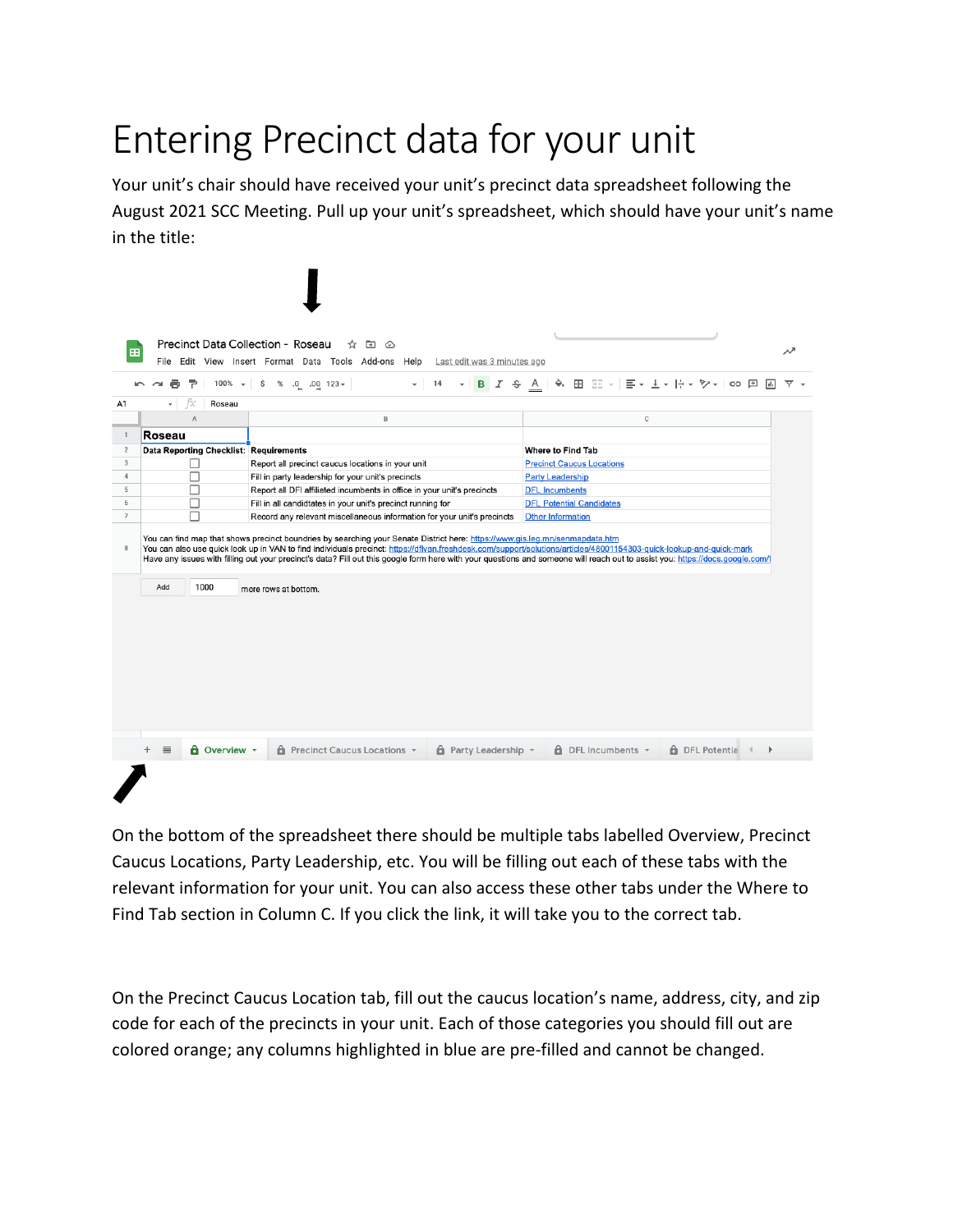# Entering Precinct data for your unit

Your unit's chair should have received your unit's precinct data spreadsheet following the August 2021 SCC Meeting. Pull up your unit's spreadsheet, which should have your unit's name in the title:

Precinct Data Collection - Roseau

File Edit View Insert Format Data Tools Add-ons Help Last edit was 3 minutes ago

| | A | B | C |
|---|---|---|---|
| 1 | **Roseau** | | |
| 2 | **Data Reporting Checklist:** | **Requirements** | **Where to Find Tab** |
| 3 | ☐ | Report all precinct caucus locations in your unit | Precinct Caucus Locations |
| 4 | ☐ | Fill in party leadership for your unit's precincts | Party Leadership |
| 5 | ☐ | Report all DFl affiliated incumbents in office in your unit's precincts | DFL Incumbents |
| 6 | ☐ | Fill in all candidtates in your unit's precinct running for | DFL Potential Candidates |
| 7 | ☐ | Record any relevant miscellaneous information for your unit's precincts | Other Information |

You can find map that shows precinct boundries by searching your Senate District here: https://www.gis.leg.mn/senmapdata.htm
You can also use quick look up in VAN to find individuals precinct: https://dflvan.freshdesk.com/support/solutions/articles/48001154303-quick-lookup-and-quick-mark
Have any issues with filling out your precinct's data? Fill out this google form here with your questions and someone will reach out to assist you: https://docs.google.com/

Add 1000 more rows at bottom.

Overview | Precinct Caucus Locations | Party Leadership | DFL Incumbents | DFL Potentia

On the bottom of the spreadsheet there should be multiple tabs labelled Overview, Precinct Caucus Locations, Party Leadership, etc. You will be filling out each of these tabs with the relevant information for your unit. You can also access these other tabs under the Where to Find Tab section in Column C. If you click the link, it will take you to the correct tab.

On the Precinct Caucus Location tab, fill out the caucus location's name, address, city, and zip code for each of the precincts in your unit. Each of those categories you should fill out are colored orange; any columns highlighted in blue are pre-filled and cannot be changed.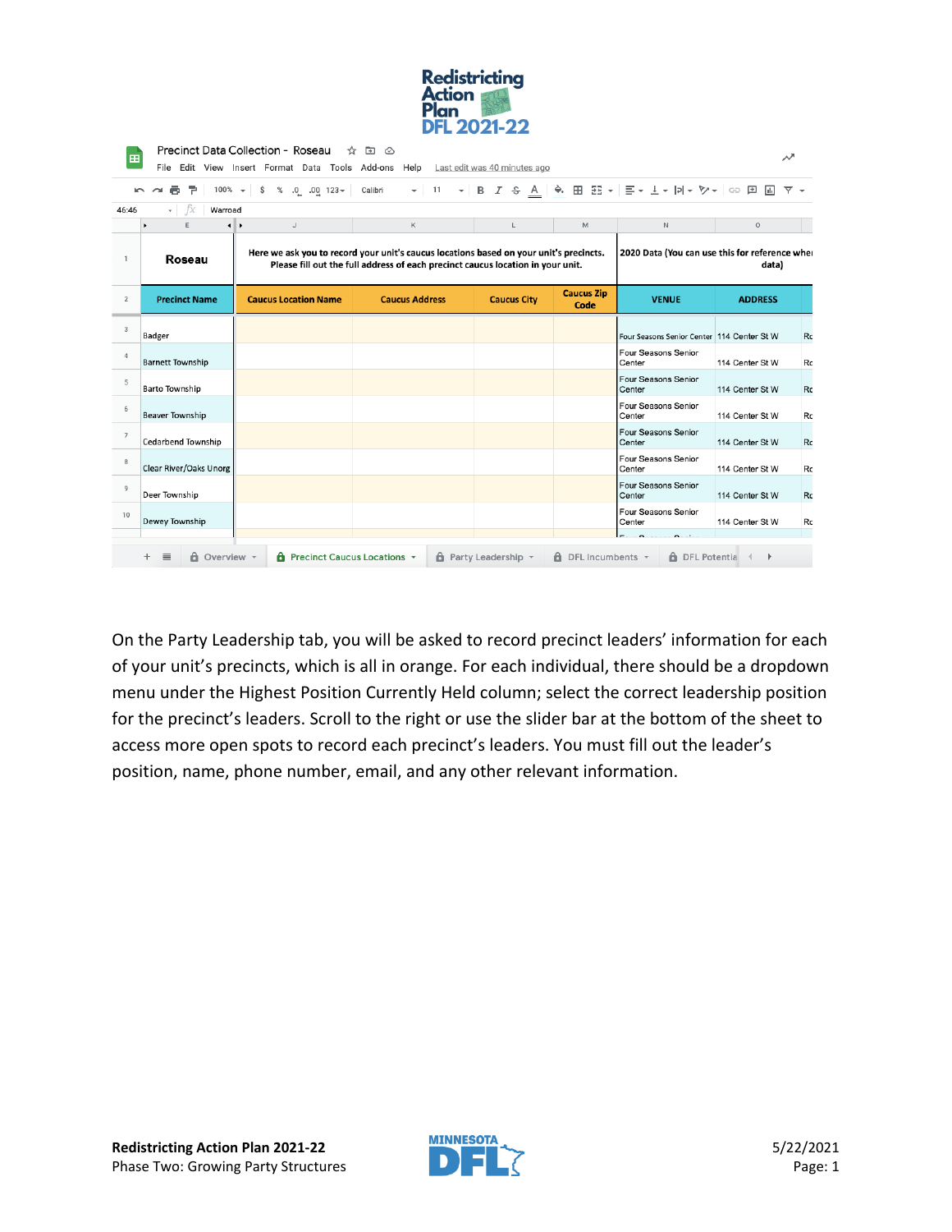| | Roseau | Here we ask you to record your unit's caucus locations based on your unit's precincts. Please fill out the full address of each precinct caucus location in your unit. | | | | 2020 Data (You can use this for reference when data) | |
|---|---|---|---|---|---|---|---|
| 2 | Precinct Name | Caucus Location Name | Caucus Address | Caucus City | Caucus Zip Code | VENUE | ADDRESS |
| 3 | Badger | | | | | Four Seasons Senior Center | 114 Center St W |
| 4 | Barnett Township | | | | | Four Seasons Senior Center | 114 Center St W |
| 5 | Barto Township | | | | | Four Seasons Senior Center | 114 Center St W |
| 6 | Beaver Township | | | | | Four Seasons Senior Center | 114 Center St W |
| 7 | Cedarbend Township | | | | | Four Seasons Senior Center | 114 Center St W |
| 8 | Clear River/Oaks Unorg | | | | | Four Seasons Senior Center | 114 Center St W |
| 9 | Deer Township | | | | | Four Seasons Senior Center | 114 Center St W |
| 10 | Dewey Township | | | | | Four Seasons Senior Center | 114 Center St W |

On the Party Leadership tab, you will be asked to record precinct leaders' information for each of your unit's precincts, which is all in orange. For each individual, there should be a dropdown menu under the Highest Position Currently Held column; select the correct leadership position for the precinct's leaders. Scroll to the right or use the slider bar at the bottom of the sheet to access more open spots to record each precinct's leaders. You must fill out the leader's position, name, phone number, email, and any other relevant information.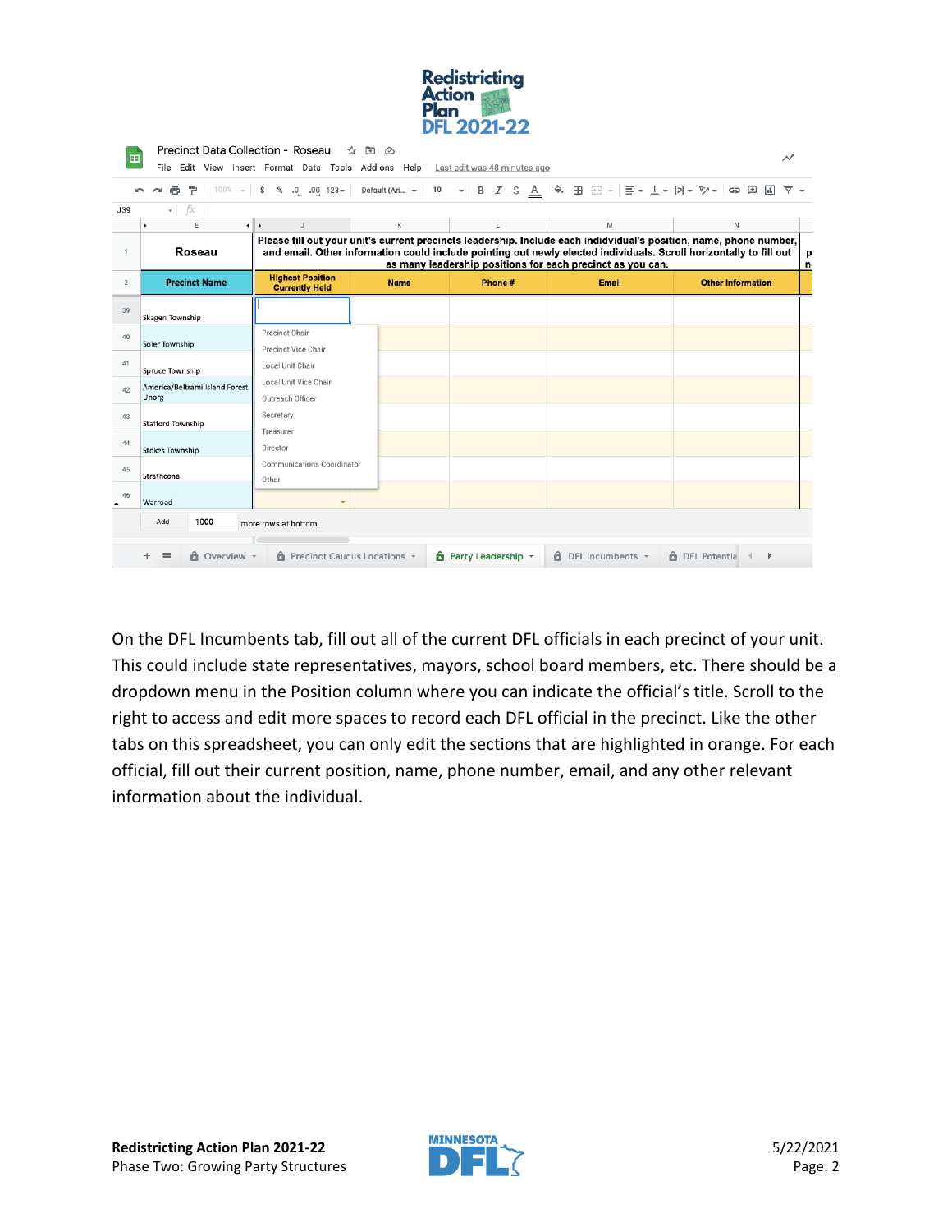On the DFL Incumbents tab, fill out all of the current DFL officials in each precinct of your unit. This could include state representatives, mayors, school board members, etc. There should be a dropdown menu in the Position column where you can indicate the official's title. Scroll to the right to access and edit more spaces to record each DFL official in the precinct. Like the other tabs on this spreadsheet, you can only edit the sections that are highlighted in orange. For each official, fill out their current position, name, phone number, email, and any other relevant information about the individual.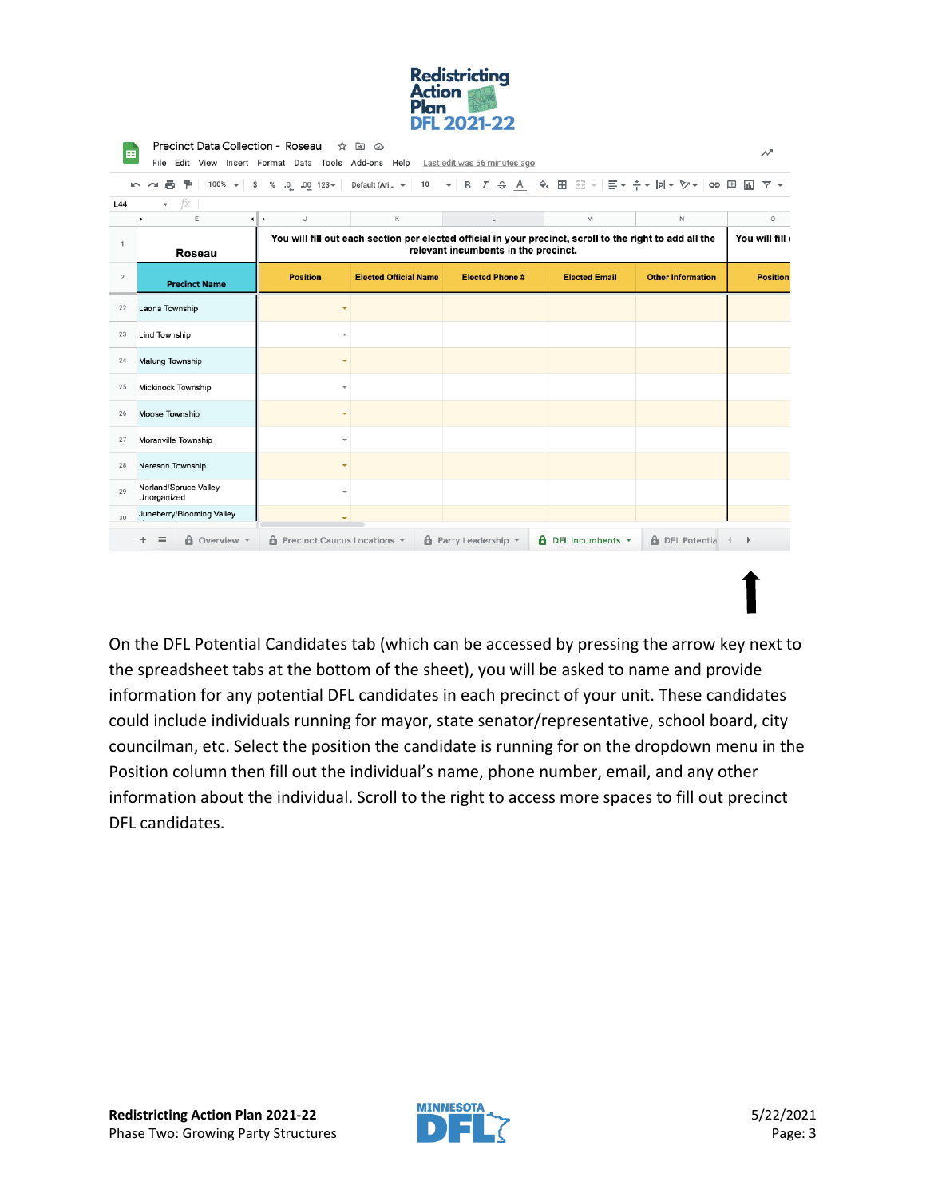| | Roseau | You will fill out each section per elected official in your precinct, scroll to the right to add all the relevant incumbents in the precinct. | | | | | You will fill |
|---|---|---|---|---|---|---|---|
| 2 | Precinct Name | Position | Elected Official Name | Elected Phone # | Elected Email | Other Information | Position |
| 22 | Laona Township | | | | | | |
| 23 | Lind Township | | | | | | |
| 24 | Malung Township | | | | | | |
| 25 | Mickinock Township | | | | | | |
| 26 | Moose Township | | | | | | |
| 27 | Moranville Township | | | | | | |
| 28 | Nereson Township | | | | | | |
| 29 | Norland/Spruce Valley Unorganized | | | | | | |
| 30 | Juneberry/Blooming Valley | | | | | | |

On the DFL Potential Candidates tab (which can be accessed by pressing the arrow key next to the spreadsheet tabs at the bottom of the sheet), you will be asked to name and provide information for any potential DFL candidates in each precinct of your unit. These candidates could include individuals running for mayor, state senator/representative, school board, city councilman, etc. Select the position the candidate is running for on the dropdown menu in the Position column then fill out the individual's name, phone number, email, and any other information about the individual. Scroll to the right to access more spaces to fill out precinct DFL candidates.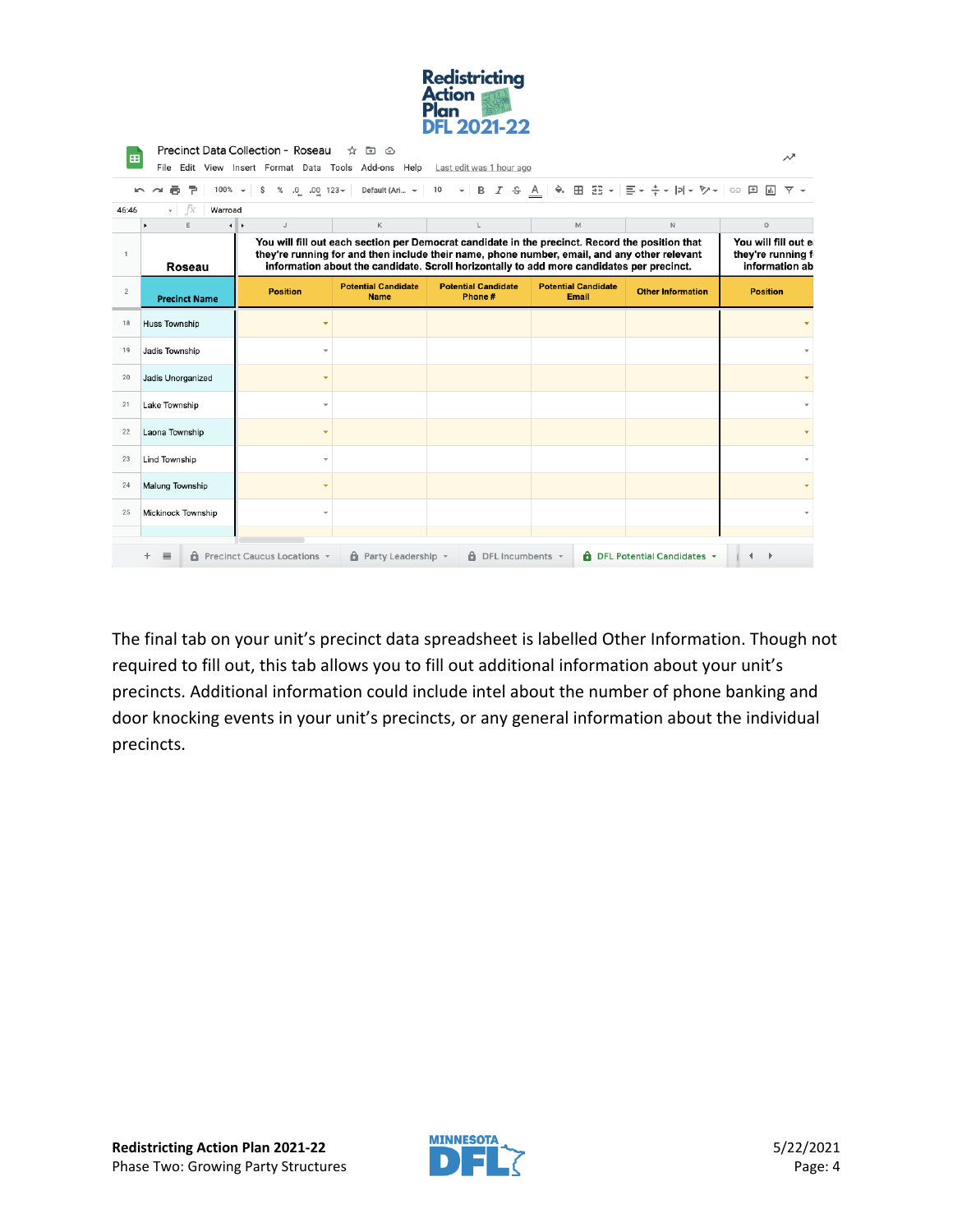| Roseau | You will fill out each section per Democrat candidate in the precinct. Record the position that they're running for and then include their name, phone number, email, and any other relevant information about the candidate. Scroll horizontally to add more candidates per precinct. | | | | | You will fill out e they're running f information ab |
|---|---|---|---|---|---|---|
| Precinct Name | Position | Potential Candidate Name | Potential Candidate Phone # | Potential Candidate Email | Other Information | Position |
| Huss Township | | | | | | |
| Jadis Township | | | | | | |
| Jadis Unorganized | | | | | | |
| Lake Township | | | | | | |
| Laona Township | | | | | | |
| Lind Township | | | | | | |
| Malung Township | | | | | | |
| Mickinock Township | | | | | | |

The final tab on your unit's precinct data spreadsheet is labelled Other Information. Though not required to fill out, this tab allows you to fill out additional information about your unit's precincts. Additional information could include intel about the number of phone banking and door knocking events in your unit's precincts, or any general information about the individual precincts.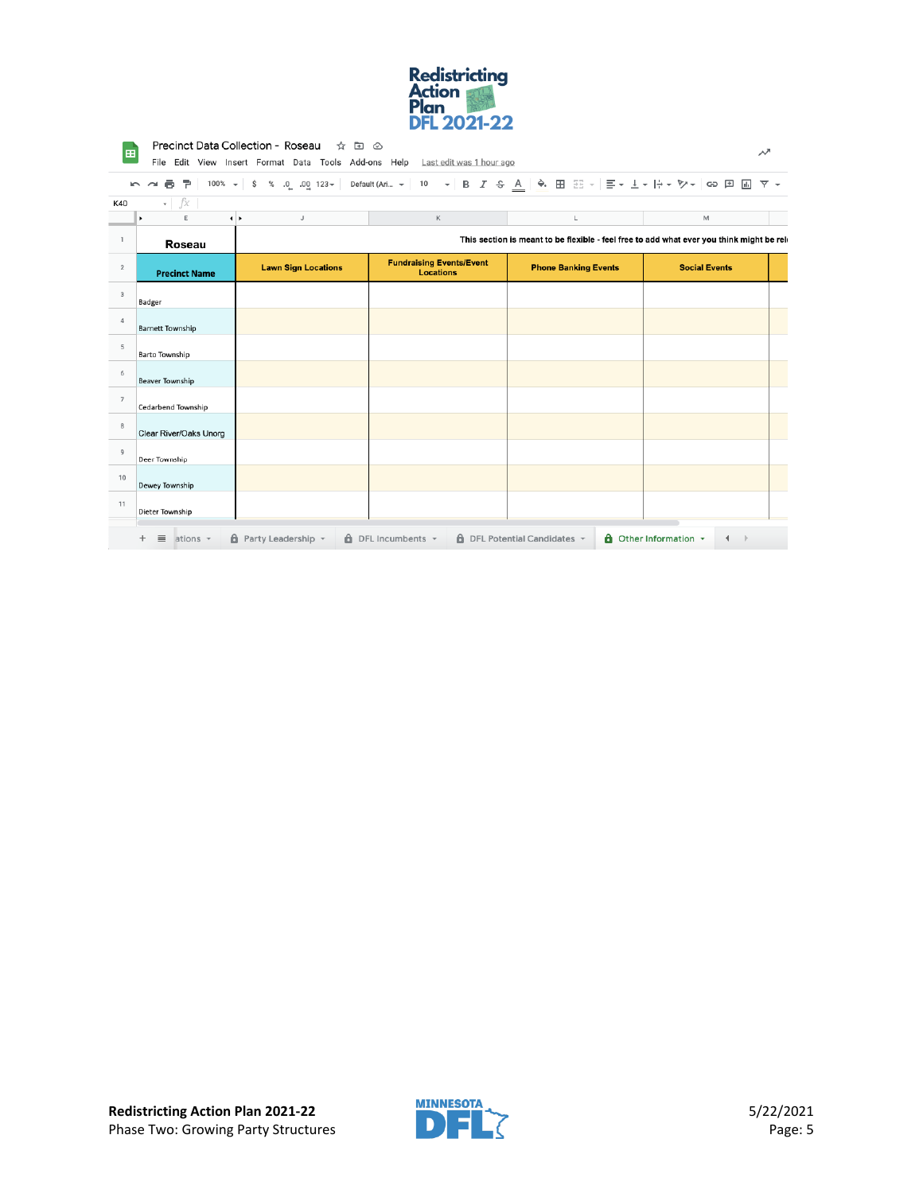Precinct Data Collection - Roseau

| Roseau | This section is meant to be flexible - feel free to add what ever you think might be rel | | | |
|---|---|---|---|---|
| Precinct Name | Lawn Sign Locations | Fundraising Events/Event Locations | Phone Banking Events | Social Events |
| Badger | | | | |
| Barnett Township | | | | |
| Barto Township | | | | |
| Beaver Township | | | | |
| Cedarbend Township | | | | |
| Clear River/Oaks Unorg | | | | |
| Deer Township | | | | |
| Dewey Township | | | | |
| Dieter Township | | | | |

ations | Party Leadership | DFL Incumbents | DFL Potential Candidates | Other Information